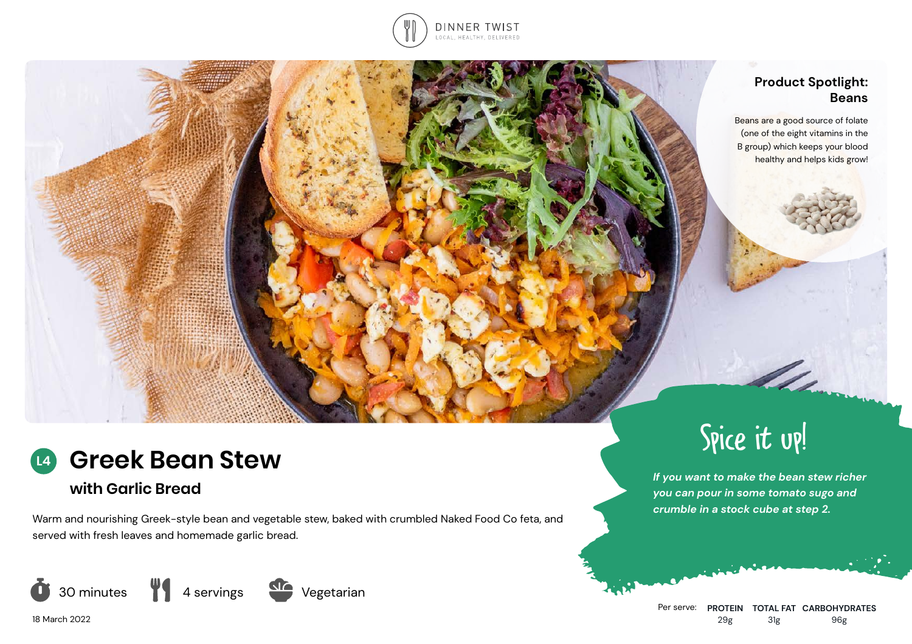DINNER TWIST

LOCAL, HEALTHY, DELIVERED

## Product Spotlight: Beans

Beans are a good source of folate (one of the eight vitamins in the B group) which keeps your blood healthy and helps kids grow!

# L4 Greek Bean Stew

### with Garlic Bread

Warm and nourishing Greek-style bean and vegetable stew, baked with crumbled Naked Food Co feta, and served with fresh leaves and homemade garlic bread.

30 minutes | 4 servings | Vegetarian

18 March 2022

## Spice it up!

*If you want to make the bean stew richer you can pour in some tomato sugo and crumble in a stock cube at step 2.*

| Per serve: | PROTEIN | TOTAL FAT | CARBOHYDRATES |
|---|---|---|---|
| | 29g | 31g | 96g |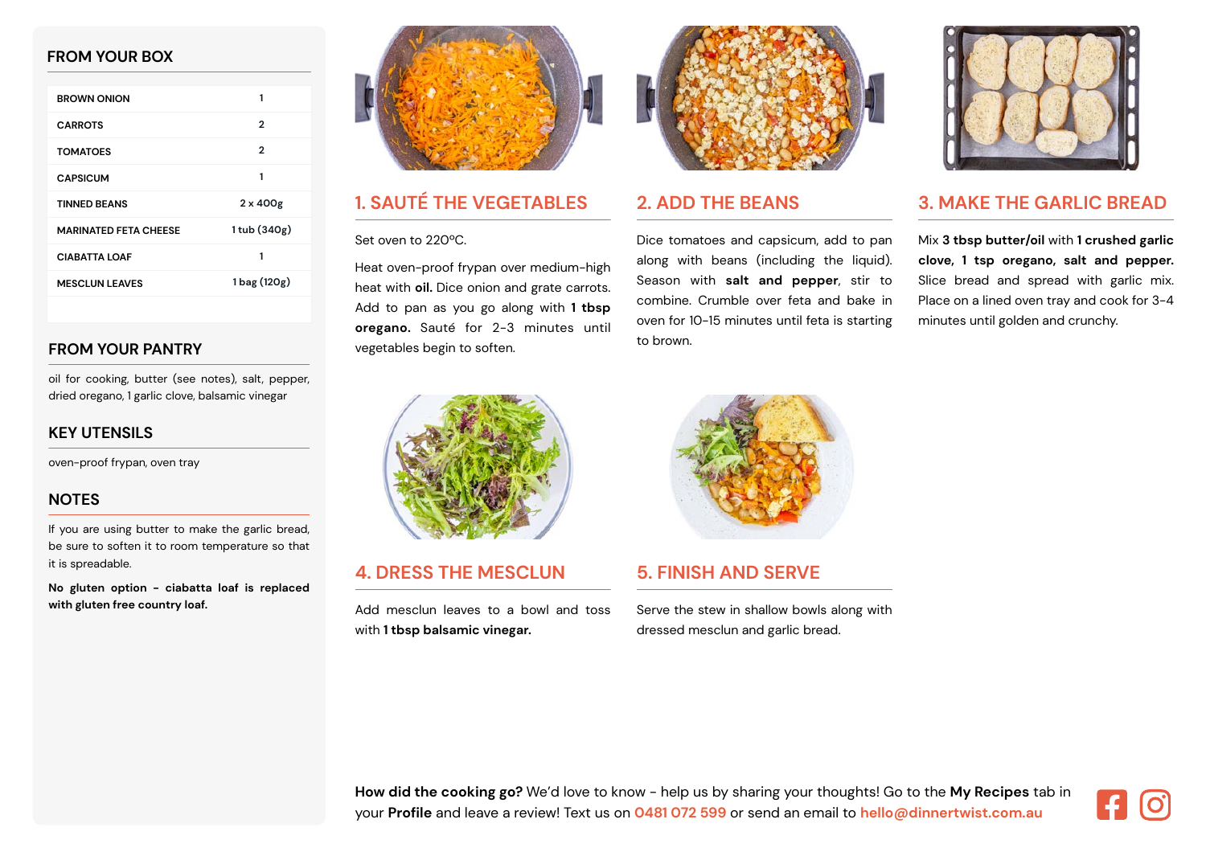## FROM YOUR BOX

| | |
|---|---|
| BROWN ONION | 1 |
| CARROTS | 2 |
| TOMATOES | 2 |
| CAPSICUM | 1 |
| TINNED BEANS | 2 x 400g |
| MARINATED FETA CHEESE | 1 tub (340g) |
| CIABATTA LOAF | 1 |
| MESCLUN LEAVES | 1 bag (120g) |

## FROM YOUR PANTRY

oil for cooking, butter (see notes), salt, pepper, dried oregano, 1 garlic clove, balsamic vinegar

## KEY UTENSILS

oven-proof frypan, oven tray

## NOTES

If you are using butter to make the garlic bread, be sure to soften it to room temperature so that it is spreadable.

**No gluten option - ciabatta loaf is replaced with gluten free country loaf.**

## 1. SAUTÉ THE VEGETABLES

Set oven to 220°C.

Heat oven-proof frypan over medium-high heat with **oil.** Dice onion and grate carrots. Add to pan as you go along with **1 tbsp oregano.** Sauté for 2-3 minutes until vegetables begin to soften.

## 2. ADD THE BEANS

Dice tomatoes and capsicum, add to pan along with beans (including the liquid). Season with **salt and pepper**, stir to combine. Crumble over feta and bake in oven for 10-15 minutes until feta is starting to brown.

## 3. MAKE THE GARLIC BREAD

Mix **3 tbsp butter/oil** with **1 crushed garlic clove, 1 tsp oregano, salt and pepper.** Slice bread and spread with garlic mix. Place on a lined oven tray and cook for 3-4 minutes until golden and crunchy.

## 4. DRESS THE MESCLUN

Add mesclun leaves to a bowl and toss with **1 tbsp balsamic vinegar.**

## 5. FINISH AND SERVE

Serve the stew in shallow bowls along with dressed mesclun and garlic bread.

**How did the cooking go?** We'd love to know - help us by sharing your thoughts! Go to the **My Recipes** tab in your **Profile** and leave a review! Text us on 0481 072 599 or send an email to hello@dinnertwist.com.au